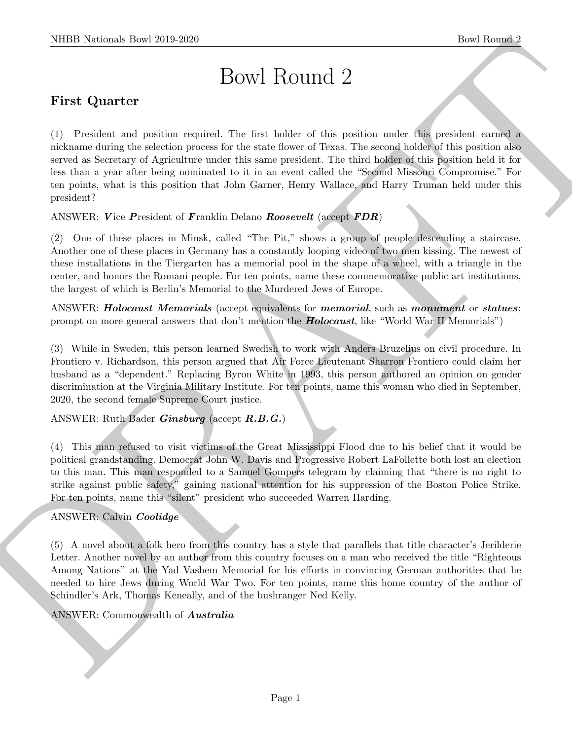# Bowl Round 2

## First Quarter

(1) President and position required. The first holder of this position under this president earned a nickname during the selection process for the state flower of Texas. The second holder of this position also served as Secretary of Agriculture under this same president. The third holder of this position held it for less than a year after being nominated to it in an event called the "Second Missouri Compromise." For ten points, what is this position that John Garner, Henry Wallace, and Harry Truman held under this president?

ANSWER: ***V***ice ***P***resident of ***F***ranklin Delano ***Roosevelt*** (accept ***FDR***)

(2) One of these places in Minsk, called "The Pit," shows a group of people descending a staircase. Another one of these places in Germany has a constantly looping video of two men kissing. The newest of these installations in the Tiergarten has a memorial pool in the shape of a wheel, with a triangle in the center, and honors the Romani people. For ten points, name these commemorative public art institutions, the largest of which is Berlin's Memorial to the Murdered Jews of Europe.

ANSWER: ***Holocaust Memorials*** (accept equivalents for ***memorial***, such as ***monument*** or ***statues***; prompt on more general answers that don't mention the ***Holocaust***, like "World War II Memorials")

(3) While in Sweden, this person learned Swedish to work with Anders Bruzelius on civil procedure. In Frontiero v. Richardson, this person argued that Air Force Lieutenant Sharron Frontiero could claim her husband as a "dependent." Replacing Byron White in 1993, this person authored an opinion on gender discrimination at the Virginia Military Institute. For ten points, name this woman who died in September, 2020, the second female Supreme Court justice.

ANSWER: Ruth Bader ***Ginsburg*** (accept ***R.B.G.***)

(4) This man refused to visit victims of the Great Mississippi Flood due to his belief that it would be political grandstanding. Democrat John W. Davis and Progressive Robert LaFollette both lost an election to this man. This man responded to a Samuel Gompers telegram by claiming that "there is no right to strike against public safety," gaining national attention for his suppression of the Boston Police Strike. For ten points, name this "silent" president who succeeded Warren Harding.

ANSWER: Calvin ***Coolidge***

(5) A novel about a folk hero from this country has a style that parallels that title character's Jerilderie Letter. Another novel by an author from this country focuses on a man who received the title "Righteous Among Nations" at the Yad Vashem Memorial for his efforts in convincing German authorities that he needed to hire Jews during World War Two. For ten points, name this home country of the author of Schindler's Ark, Thomas Keneally, and of the bushranger Ned Kelly.

ANSWER: Commonwealth of ***Australia***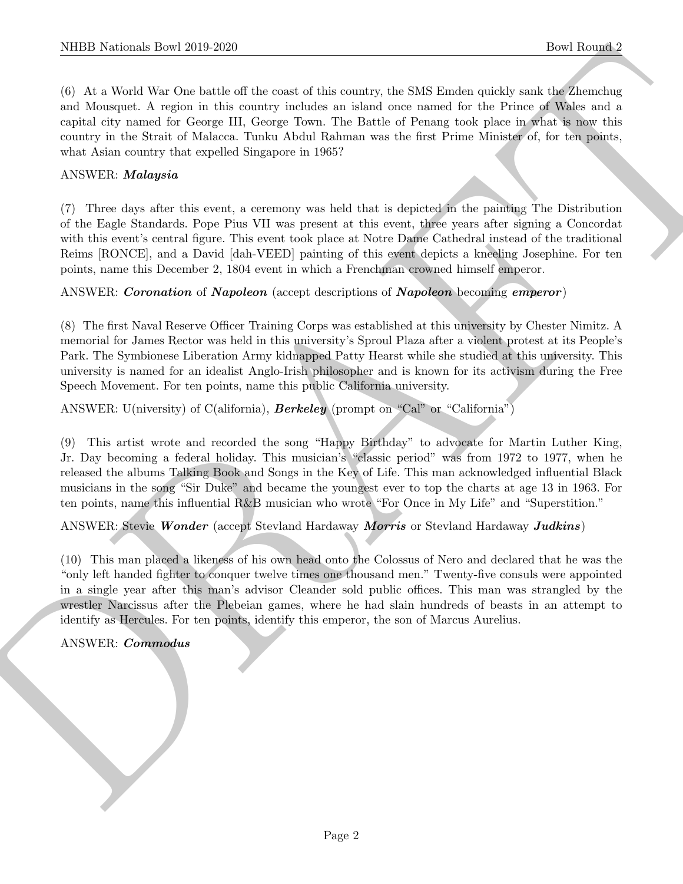(6) At a World War One battle off the coast of this country, the SMS Emden quickly sank the Zhemchug and Mousquet. A region in this country includes an island once named for the Prince of Wales and a capital city named for George III, George Town. The Battle of Penang took place in what is now this country in the Strait of Malacca. Tunku Abdul Rahman was the first Prime Minister of, for ten points, what Asian country that expelled Singapore in 1965?

ANSWER: ***Malaysia***

(7) Three days after this event, a ceremony was held that is depicted in the painting The Distribution of the Eagle Standards. Pope Pius VII was present at this event, three years after signing a Concordat with this event's central figure. This event took place at Notre Dame Cathedral instead of the traditional Reims [RONCE], and a David [dah-VEED] painting of this event depicts a kneeling Josephine. For ten points, name this December 2, 1804 event in which a Frenchman crowned himself emperor.

ANSWER: ***Coronation*** of ***Napoleon*** (accept descriptions of ***Napoleon*** becoming ***emperor***)

(8) The first Naval Reserve Officer Training Corps was established at this university by Chester Nimitz. A memorial for James Rector was held in this university's Sproul Plaza after a violent protest at its People's Park. The Symbionese Liberation Army kidnapped Patty Hearst while she studied at this university. This university is named for an idealist Anglo-Irish philosopher and is known for its activism during the Free Speech Movement. For ten points, name this public California university.

ANSWER: U(niversity) of C(alifornia), ***Berkeley*** (prompt on "Cal" or "California")

(9) This artist wrote and recorded the song "Happy Birthday" to advocate for Martin Luther King, Jr. Day becoming a federal holiday. This musician's "classic period" was from 1972 to 1977, when he released the albums Talking Book and Songs in the Key of Life. This man acknowledged influential Black musicians in the song "Sir Duke" and became the youngest ever to top the charts at age 13 in 1963. For ten points, name this influential R&B musician who wrote "For Once in My Life" and "Superstition."

ANSWER: Stevie ***Wonder*** (accept Stevland Hardaway ***Morris*** or Stevland Hardaway ***Judkins***)

(10) This man placed a likeness of his own head onto the Colossus of Nero and declared that he was the "only left handed fighter to conquer twelve times one thousand men." Twenty-five consuls were appointed in a single year after this man's advisor Cleander sold public offices. This man was strangled by the wrestler Narcissus after the Plebeian games, where he had slain hundreds of beasts in an attempt to identify as Hercules. For ten points, identify this emperor, the son of Marcus Aurelius.

ANSWER: ***Commodus***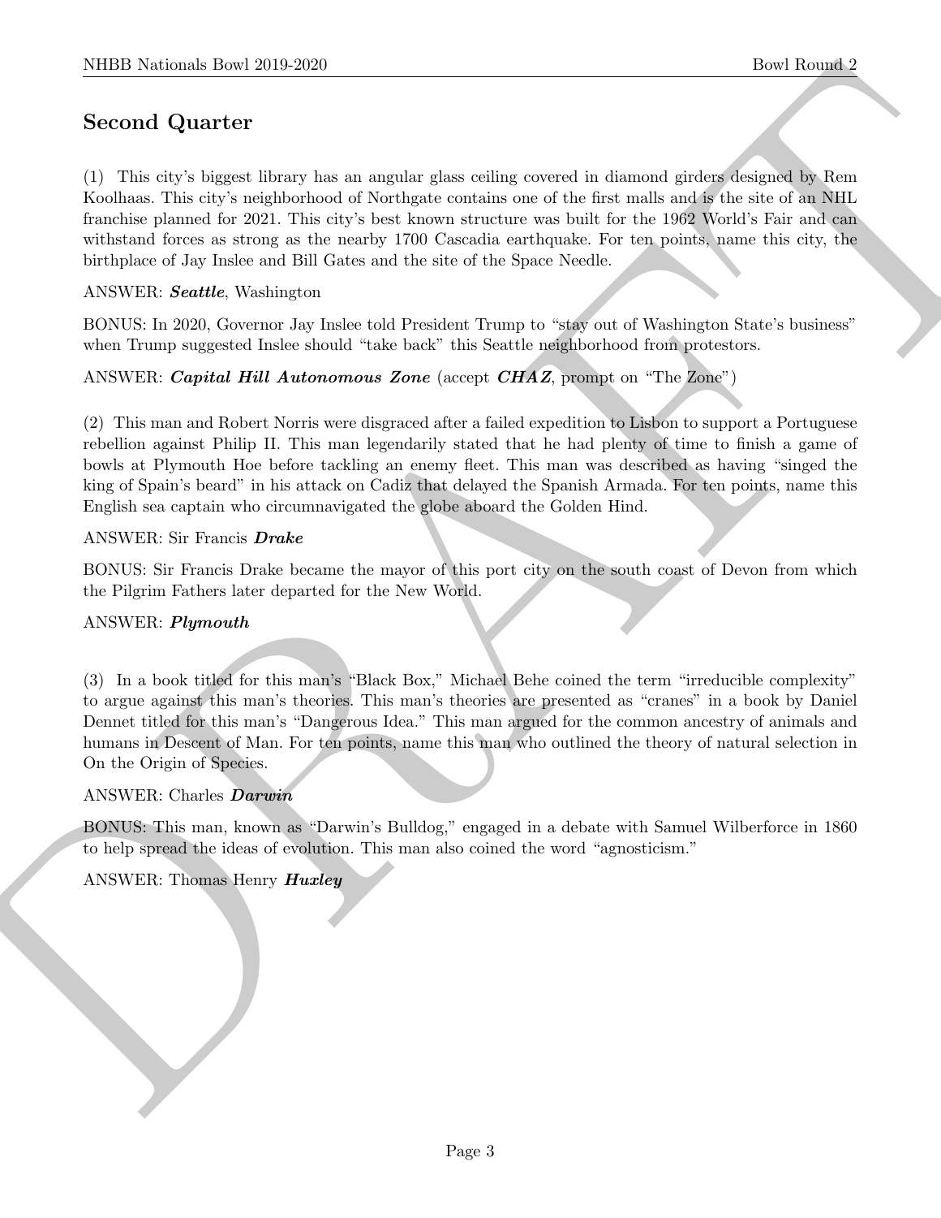## Second Quarter

(1) This city's biggest library has an angular glass ceiling covered in diamond girders designed by Rem Koolhaas. This city's neighborhood of Northgate contains one of the first malls and is the site of an NHL franchise planned for 2021. This city's best known structure was built for the 1962 World's Fair and can withstand forces as strong as the nearby 1700 Cascadia earthquake. For ten points, name this city, the birthplace of Jay Inslee and Bill Gates and the site of the Space Needle.

ANSWER: ***Seattle***, Washington

BONUS: In 2020, Governor Jay Inslee told President Trump to "stay out of Washington State's business" when Trump suggested Inslee should "take back" this Seattle neighborhood from protestors.

ANSWER: ***Capital Hill Autonomous Zone*** (accept ***CHAZ***, prompt on "The Zone")

(2) This man and Robert Norris were disgraced after a failed expedition to Lisbon to support a Portuguese rebellion against Philip II. This man legendarily stated that he had plenty of time to finish a game of bowls at Plymouth Hoe before tackling an enemy fleet. This man was described as having "singed the king of Spain's beard" in his attack on Cadiz that delayed the Spanish Armada. For ten points, name this English sea captain who circumnavigated the globe aboard the Golden Hind.

ANSWER: Sir Francis ***Drake***

BONUS: Sir Francis Drake became the mayor of this port city on the south coast of Devon from which the Pilgrim Fathers later departed for the New World.

ANSWER: ***Plymouth***

(3) In a book titled for this man's "Black Box," Michael Behe coined the term "irreducible complexity" to argue against this man's theories. This man's theories are presented as "cranes" in a book by Daniel Dennet titled for this man's "Dangerous Idea." This man argued for the common ancestry of animals and humans in Descent of Man. For ten points, name this man who outlined the theory of natural selection in On the Origin of Species.

ANSWER: Charles ***Darwin***

BONUS: This man, known as "Darwin's Bulldog," engaged in a debate with Samuel Wilberforce in 1860 to help spread the ideas of evolution. This man also coined the word "agnosticism."

ANSWER: Thomas Henry ***Huxley***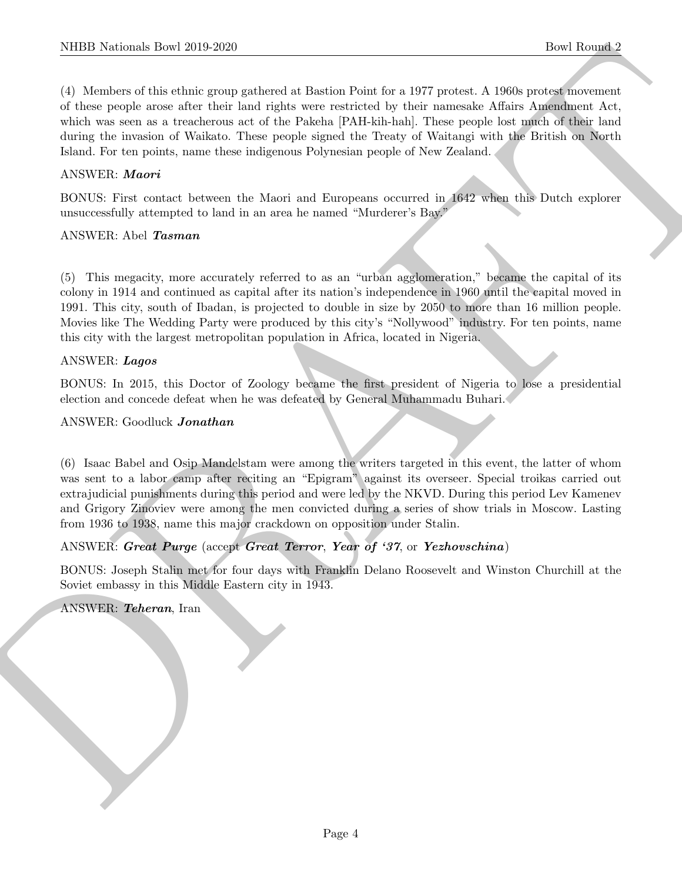(4) Members of this ethnic group gathered at Bastion Point for a 1977 protest. A 1960s protest movement of these people arose after their land rights were restricted by their namesake Affairs Amendment Act, which was seen as a treacherous act of the Pakeha [PAH-kih-hah]. These people lost much of their land during the invasion of Waikato. These people signed the Treaty of Waitangi with the British on North Island. For ten points, name these indigenous Polynesian people of New Zealand.

ANSWER: ***Maori***

BONUS: First contact between the Maori and Europeans occurred in 1642 when this Dutch explorer unsuccessfully attempted to land in an area he named "Murderer's Bay."

ANSWER: Abel ***Tasman***

(5) This megacity, more accurately referred to as an "urban agglomeration," became the capital of its colony in 1914 and continued as capital after its nation's independence in 1960 until the capital moved in 1991. This city, south of Ibadan, is projected to double in size by 2050 to more than 16 million people. Movies like The Wedding Party were produced by this city's "Nollywood" industry. For ten points, name this city with the largest metropolitan population in Africa, located in Nigeria.

ANSWER: ***Lagos***

BONUS: In 2015, this Doctor of Zoology became the first president of Nigeria to lose a presidential election and concede defeat when he was defeated by General Muhammadu Buhari.

ANSWER: Goodluck ***Jonathan***

(6) Isaac Babel and Osip Mandelstam were among the writers targeted in this event, the latter of whom was sent to a labor camp after reciting an "Epigram" against its overseer. Special troikas carried out extrajudicial punishments during this period and were led by the NKVD. During this period Lev Kamenev and Grigory Zinoviev were among the men convicted during a series of show trials in Moscow. Lasting from 1936 to 1938, name this major crackdown on opposition under Stalin.

ANSWER: ***Great Purge*** (accept ***Great Terror***, ***Year of '37***, or ***Yezhovschina***)

BONUS: Joseph Stalin met for four days with Franklin Delano Roosevelt and Winston Churchill at the Soviet embassy in this Middle Eastern city in 1943.

ANSWER: ***Teheran***, Iran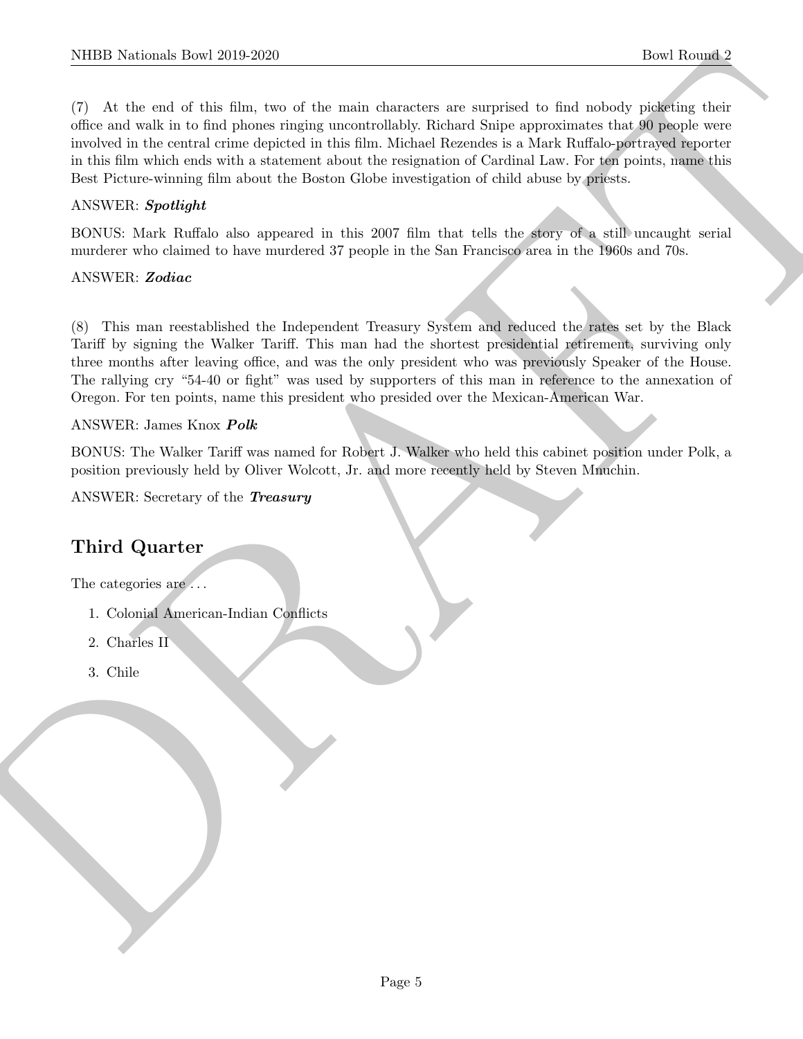(7) At the end of this film, two of the main characters are surprised to find nobody picketing their office and walk in to find phones ringing uncontrollably. Richard Snipe approximates that 90 people were involved in the central crime depicted in this film. Michael Rezendes is a Mark Ruffalo-portrayed reporter in this film which ends with a statement about the resignation of Cardinal Law. For ten points, name this Best Picture-winning film about the Boston Globe investigation of child abuse by priests.

ANSWER: ***Spotlight***

BONUS: Mark Ruffalo also appeared in this 2007 film that tells the story of a still uncaught serial murderer who claimed to have murdered 37 people in the San Francisco area in the 1960s and 70s.

ANSWER: ***Zodiac***

(8) This man reestablished the Independent Treasury System and reduced the rates set by the Black Tariff by signing the Walker Tariff. This man had the shortest presidential retirement, surviving only three months after leaving office, and was the only president who was previously Speaker of the House. The rallying cry "54-40 or fight" was used by supporters of this man in reference to the annexation of Oregon. For ten points, name this president who presided over the Mexican-American War.

ANSWER: James Knox ***Polk***

BONUS: The Walker Tariff was named for Robert J. Walker who held this cabinet position under Polk, a position previously held by Oliver Wolcott, Jr. and more recently held by Steven Mnuchin.

ANSWER: Secretary of the ***Treasury***

## Third Quarter

The categories are . . .

1. Colonial American-Indian Conflicts
2. Charles II
3. Chile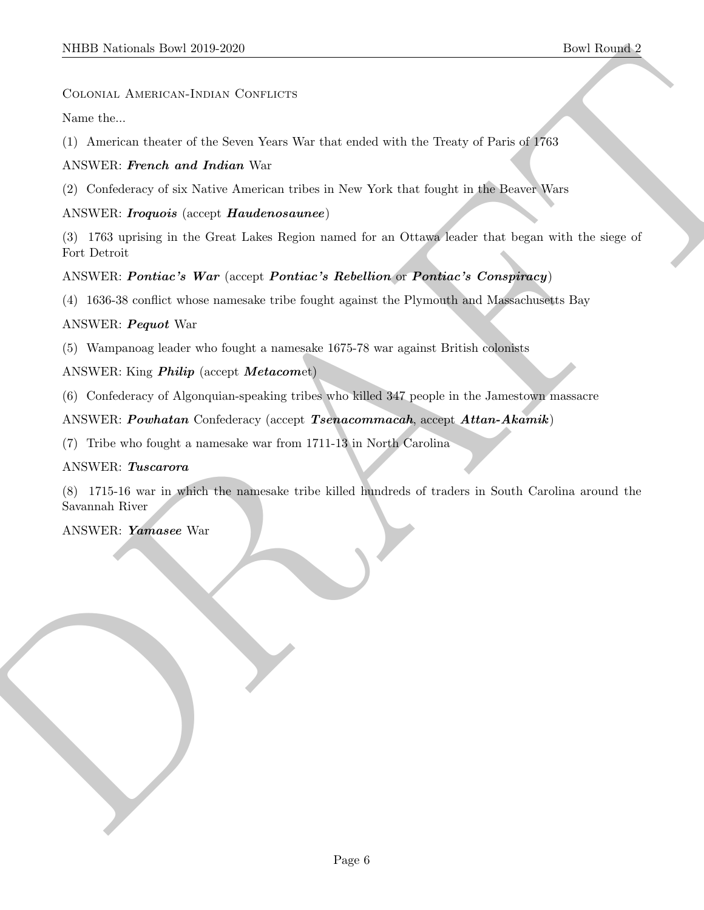Colonial American-Indian Conflicts

Name the...

(1) American theater of the Seven Years War that ended with the Treaty of Paris of 1763

ANSWER: ***French and Indian*** War

(2) Confederacy of six Native American tribes in New York that fought in the Beaver Wars

ANSWER: ***Iroquois*** (accept ***Haudenosaunee***)

(3) 1763 uprising in the Great Lakes Region named for an Ottawa leader that began with the siege of Fort Detroit

ANSWER: ***Pontiac's War*** (accept ***Pontiac's Rebellion*** or ***Pontiac's Conspiracy***)

(4) 1636-38 conflict whose namesake tribe fought against the Plymouth and Massachusetts Bay

ANSWER: ***Pequot*** War

(5) Wampanoag leader who fought a namesake 1675-78 war against British colonists

ANSWER: King ***Philip*** (accept ***Metacom***et)

(6) Confederacy of Algonquian-speaking tribes who killed 347 people in the Jamestown massacre

ANSWER: ***Powhatan*** Confederacy (accept ***Tsenacommacah***, accept ***Attan-Akamik***)

(7) Tribe who fought a namesake war from 1711-13 in North Carolina

ANSWER: ***Tuscarora***

(8) 1715-16 war in which the namesake tribe killed hundreds of traders in South Carolina around the Savannah River

ANSWER: ***Yamasee*** War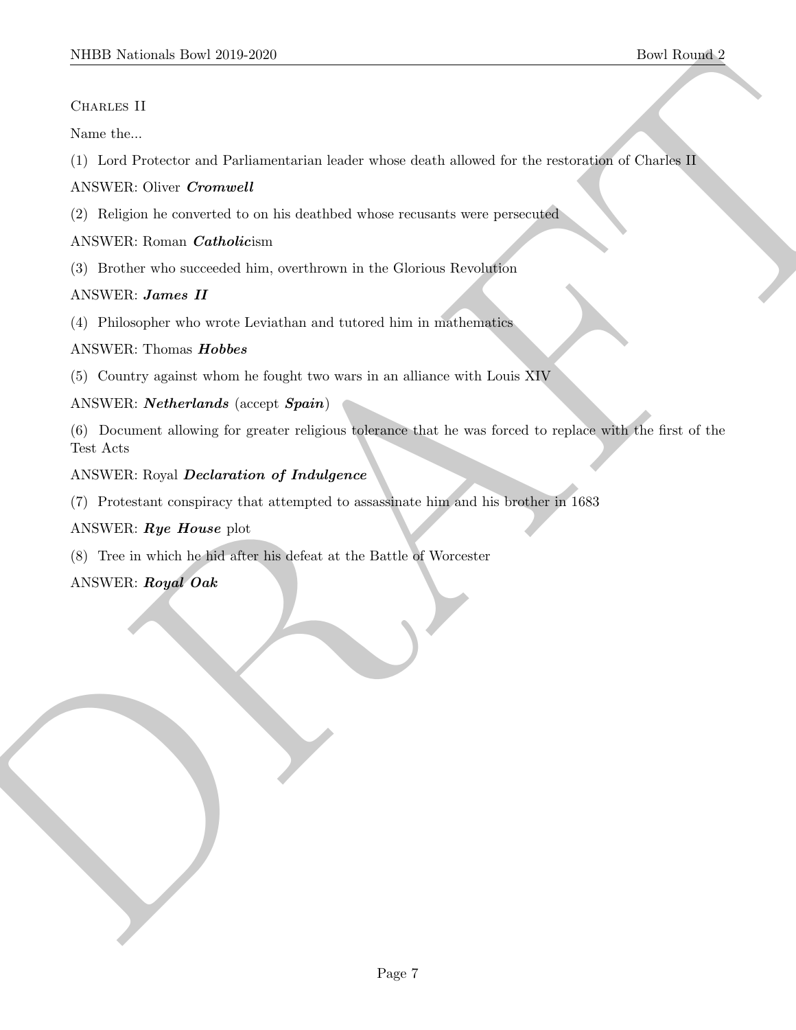Charles II

Name the...

(1) Lord Protector and Parliamentarian leader whose death allowed for the restoration of Charles II

ANSWER: Oliver ***Cromwell***

(2) Religion he converted to on his deathbed whose recusants were persecuted

ANSWER: Roman ***Catholic***ism

(3) Brother who succeeded him, overthrown in the Glorious Revolution

ANSWER: ***James II***

(4) Philosopher who wrote Leviathan and tutored him in mathematics

ANSWER: Thomas ***Hobbes***

(5) Country against whom he fought two wars in an alliance with Louis XIV

ANSWER: ***Netherlands*** (accept ***Spain***)

(6) Document allowing for greater religious tolerance that he was forced to replace with the first of the Test Acts

ANSWER: Royal ***Declaration of Indulgence***

(7) Protestant conspiracy that attempted to assassinate him and his brother in 1683

ANSWER: ***Rye House*** plot

(8) Tree in which he hid after his defeat at the Battle of Worcester

ANSWER: ***Royal Oak***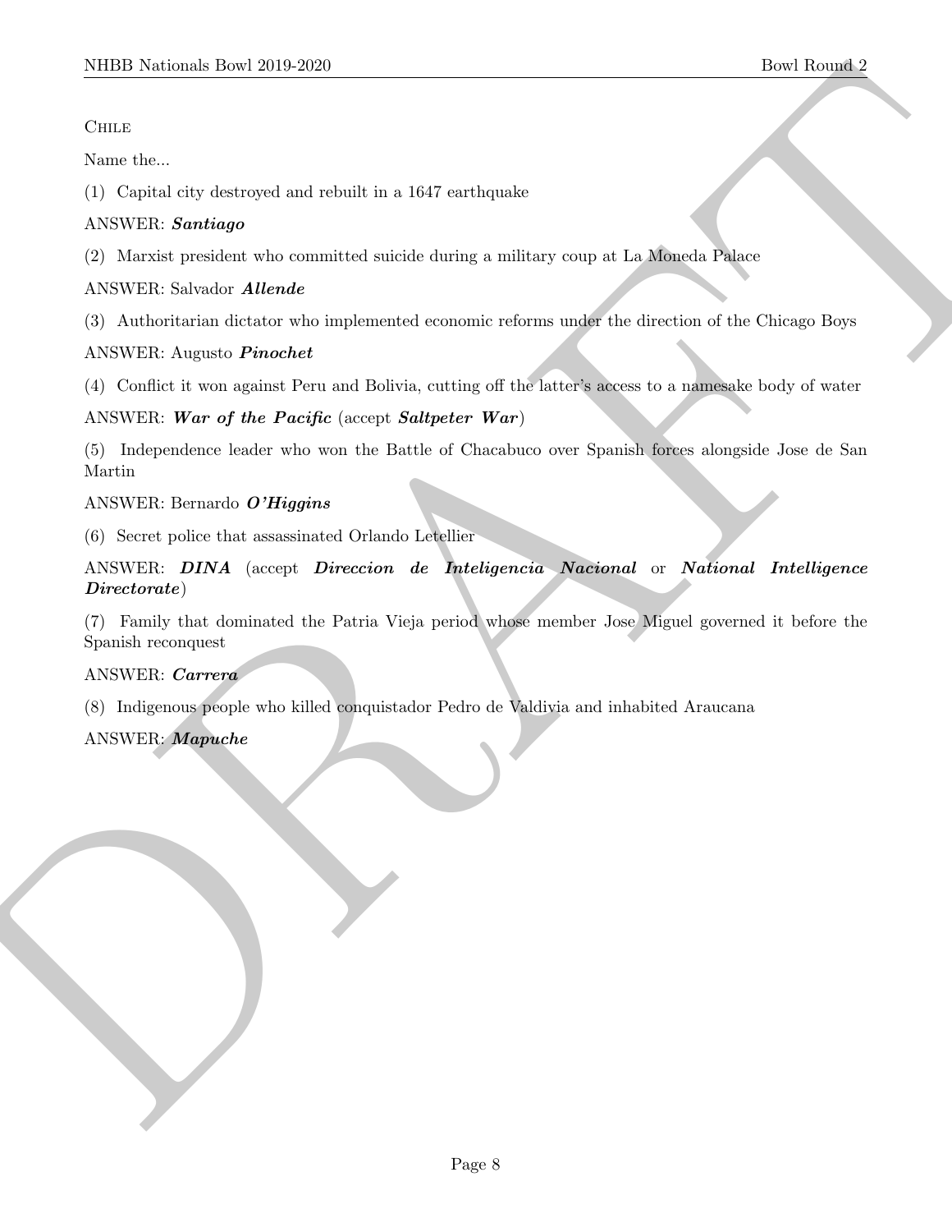Chile

Name the...

(1) Capital city destroyed and rebuilt in a 1647 earthquake

ANSWER: ***Santiago***

(2) Marxist president who committed suicide during a military coup at La Moneda Palace

ANSWER: Salvador ***Allende***

(3) Authoritarian dictator who implemented economic reforms under the direction of the Chicago Boys

ANSWER: Augusto ***Pinochet***

(4) Conflict it won against Peru and Bolivia, cutting off the latter's access to a namesake body of water

ANSWER: ***War of the Pacific*** (accept ***Saltpeter War***)

(5) Independence leader who won the Battle of Chacabuco over Spanish forces alongside Jose de San Martin

ANSWER: Bernardo ***O'Higgins***

(6) Secret police that assassinated Orlando Letellier

ANSWER: ***DINA*** (accept ***Direccion de Inteligencia Nacional*** or ***National Intelligence Directorate***)

(7) Family that dominated the Patria Vieja period whose member Jose Miguel governed it before the Spanish reconquest

ANSWER: ***Carrera***

(8) Indigenous people who killed conquistador Pedro de Valdivia and inhabited Araucana

ANSWER: ***Mapuche***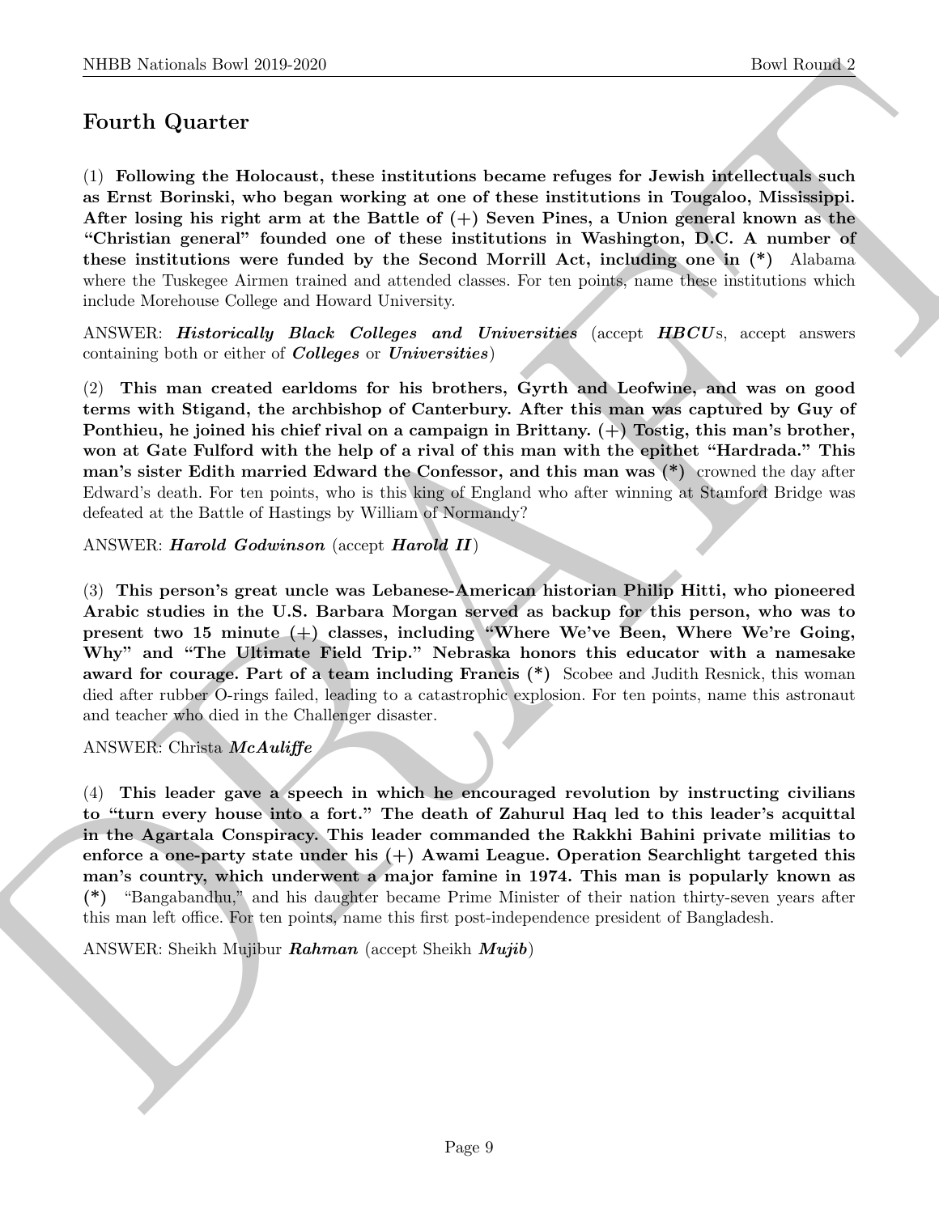## Fourth Quarter

(1) **Following the Holocaust, these institutions became refuges for Jewish intellectuals such as Ernst Borinski, who began working at one of these institutions in Tougaloo, Mississippi. After losing his right arm at the Battle of (+) Seven Pines, a Union general known as the "Christian general" founded one of these institutions in Washington, D.C. A number of these institutions were funded by the Second Morrill Act, including one in (\*)** Alabama where the Tuskegee Airmen trained and attended classes. For ten points, name these institutions which include Morehouse College and Howard University.

ANSWER: ***Historically Black Colleges and Universities*** (accept ***HBCU***s, accept answers containing both or either of ***Colleges*** or ***Universities***)

(2) **This man created earldoms for his brothers, Gyrth and Leofwine, and was on good terms with Stigand, the archbishop of Canterbury. After this man was captured by Guy of Ponthieu, he joined his chief rival on a campaign in Brittany. (+) Tostig, this man's brother, won at Gate Fulford with the help of a rival of this man with the epithet "Hardrada." This man's sister Edith married Edward the Confessor, and this man was (\*)** crowned the day after Edward's death. For ten points, who is this king of England who after winning at Stamford Bridge was defeated at the Battle of Hastings by William of Normandy?

ANSWER: ***Harold Godwinson*** (accept ***Harold II***)

(3) **This person's great uncle was Lebanese-American historian Philip Hitti, who pioneered Arabic studies in the U.S. Barbara Morgan served as backup for this person, who was to present two 15 minute (+) classes, including "Where We've Been, Where We're Going, Why" and "The Ultimate Field Trip." Nebraska honors this educator with a namesake award for courage. Part of a team including Francis (\*)** Scobee and Judith Resnick, this woman died after rubber O-rings failed, leading to a catastrophic explosion. For ten points, name this astronaut and teacher who died in the Challenger disaster.

ANSWER: Christa ***McAuliffe***

(4) **This leader gave a speech in which he encouraged revolution by instructing civilians to "turn every house into a fort." The death of Zahurul Haq led to this leader's acquittal in the Agartala Conspiracy. This leader commanded the Rakkhi Bahini private militias to enforce a one-party state under his (+) Awami League. Operation Searchlight targeted this man's country, which underwent a major famine in 1974. This man is popularly known as (\*)** "Bangabandhu," and his daughter became Prime Minister of their nation thirty-seven years after this man left office. For ten points, name this first post-independence president of Bangladesh.

ANSWER: Sheikh Mujibur ***Rahman*** (accept Sheikh ***Mujib***)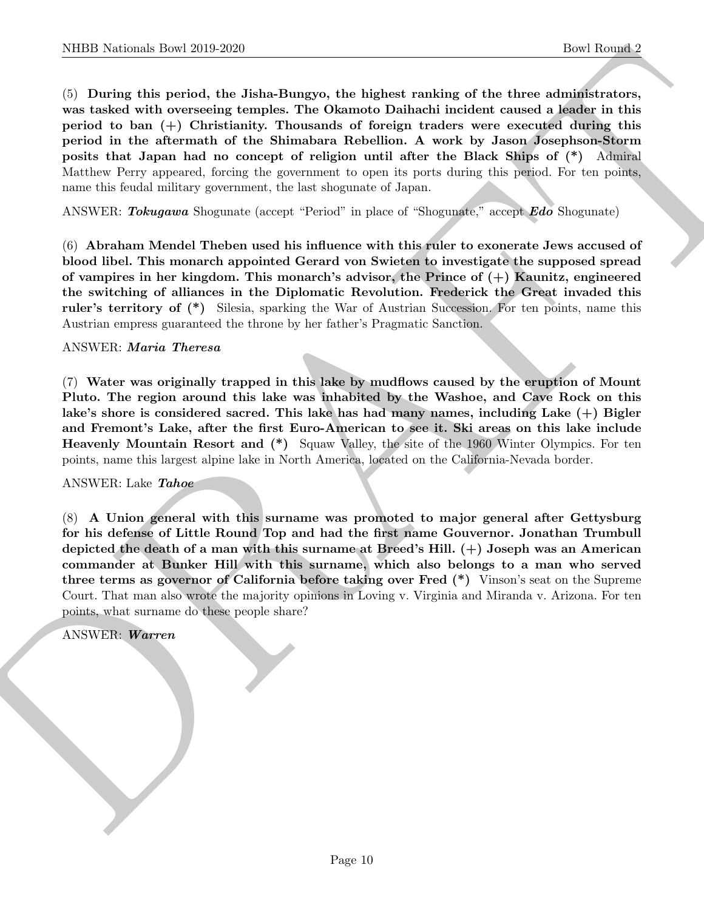(5) **During this period, the Jisha-Bungyo, the highest ranking of the three administrators, was tasked with overseeing temples. The Okamoto Daihachi incident caused a leader in this period to ban (+) Christianity. Thousands of foreign traders were executed during this period in the aftermath of the Shimabara Rebellion. A work by Jason Josephson-Storm posits that Japan had no concept of religion until after the Black Ships of (*)** Admiral Matthew Perry appeared, forcing the government to open its ports during this period. For ten points, name this feudal military government, the last shogunate of Japan.

ANSWER: ***Tokugawa*** Shogunate (accept "Period" in place of "Shogunate," accept ***Edo*** Shogunate)

(6) **Abraham Mendel Theben used his influence with this ruler to exonerate Jews accused of blood libel. This monarch appointed Gerard von Swieten to investigate the supposed spread of vampires in her kingdom. This monarch's advisor, the Prince of (+) Kaunitz, engineered the switching of alliances in the Diplomatic Revolution. Frederick the Great invaded this ruler's territory of (*)** Silesia, sparking the War of Austrian Succession. For ten points, name this Austrian empress guaranteed the throne by her father's Pragmatic Sanction.

ANSWER: ***Maria Theresa***

(7) **Water was originally trapped in this lake by mudflows caused by the eruption of Mount Pluto. The region around this lake was inhabited by the Washoe, and Cave Rock on this lake's shore is considered sacred. This lake has had many names, including Lake (+) Bigler and Fremont's Lake, after the first Euro-American to see it. Ski areas on this lake include Heavenly Mountain Resort and (*)** Squaw Valley, the site of the 1960 Winter Olympics. For ten points, name this largest alpine lake in North America, located on the California-Nevada border.

ANSWER: Lake ***Tahoe***

(8) **A Union general with this surname was promoted to major general after Gettysburg for his defense of Little Round Top and had the first name Gouvernor. Jonathan Trumbull depicted the death of a man with this surname at Breed's Hill. (+) Joseph was an American commander at Bunker Hill with this surname, which also belongs to a man who served three terms as governor of California before taking over Fred (*)** Vinson's seat on the Supreme Court. That man also wrote the majority opinions in Loving v. Virginia and Miranda v. Arizona. For ten points, what surname do these people share?

ANSWER: ***Warren***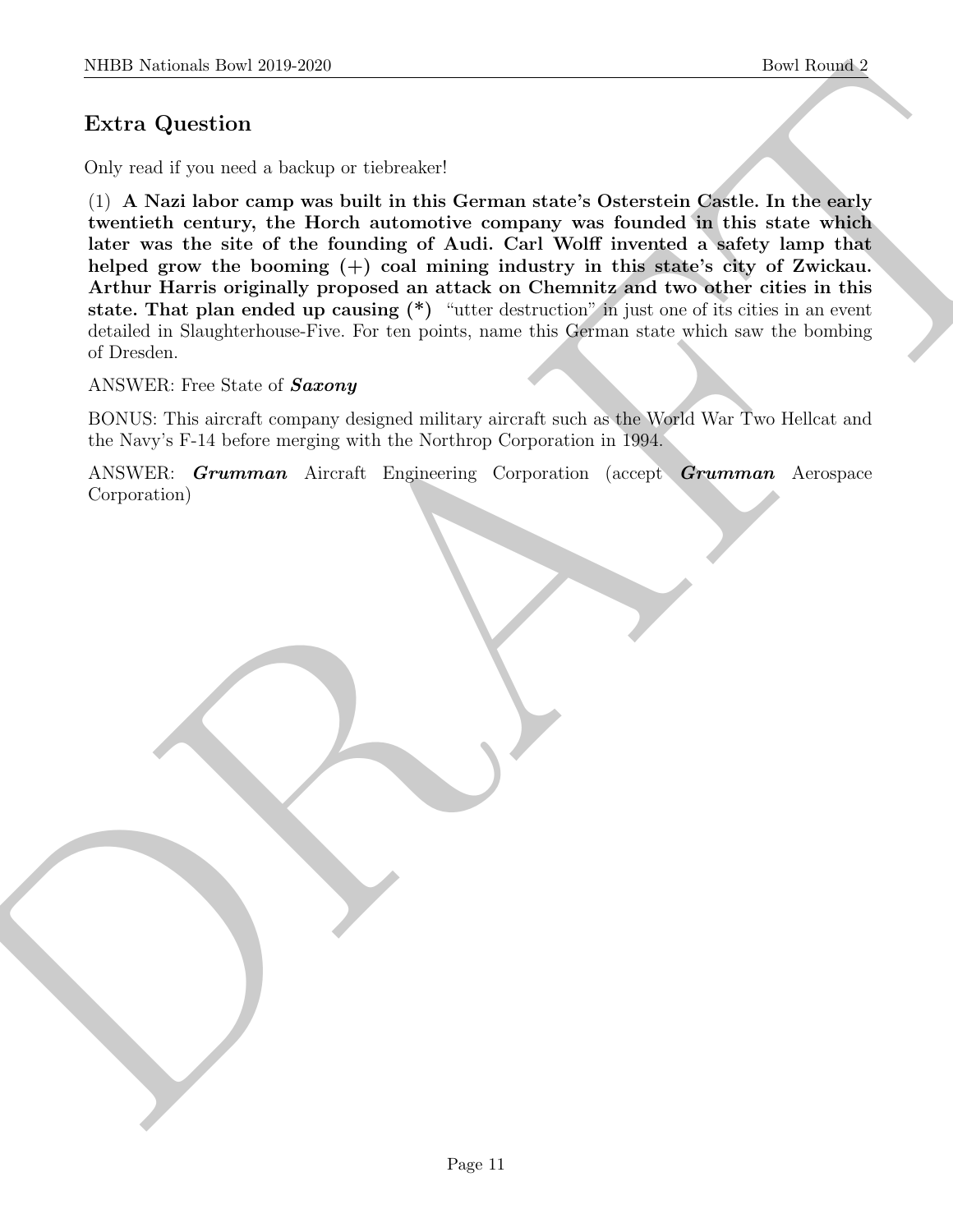## Extra Question

Only read if you need a backup or tiebreaker!

(1) **A Nazi labor camp was built in this German state's Osterstein Castle. In the early twentieth century, the Horch automotive company was founded in this state which later was the site of the founding of Audi. Carl Wolff invented a safety lamp that helped grow the booming (+) coal mining industry in this state's city of Zwickau. Arthur Harris originally proposed an attack on Chemnitz and two other cities in this state. That plan ended up causing (*)** "utter destruction" in just one of its cities in an event detailed in Slaughterhouse-Five. For ten points, name this German state which saw the bombing of Dresden.

ANSWER: Free State of ***Saxony***

BONUS: This aircraft company designed military aircraft such as the World War Two Hellcat and the Navy's F-14 before merging with the Northrop Corporation in 1994.

ANSWER: ***Grumman*** Aircraft Engineering Corporation (accept ***Grumman*** Aerospace Corporation)